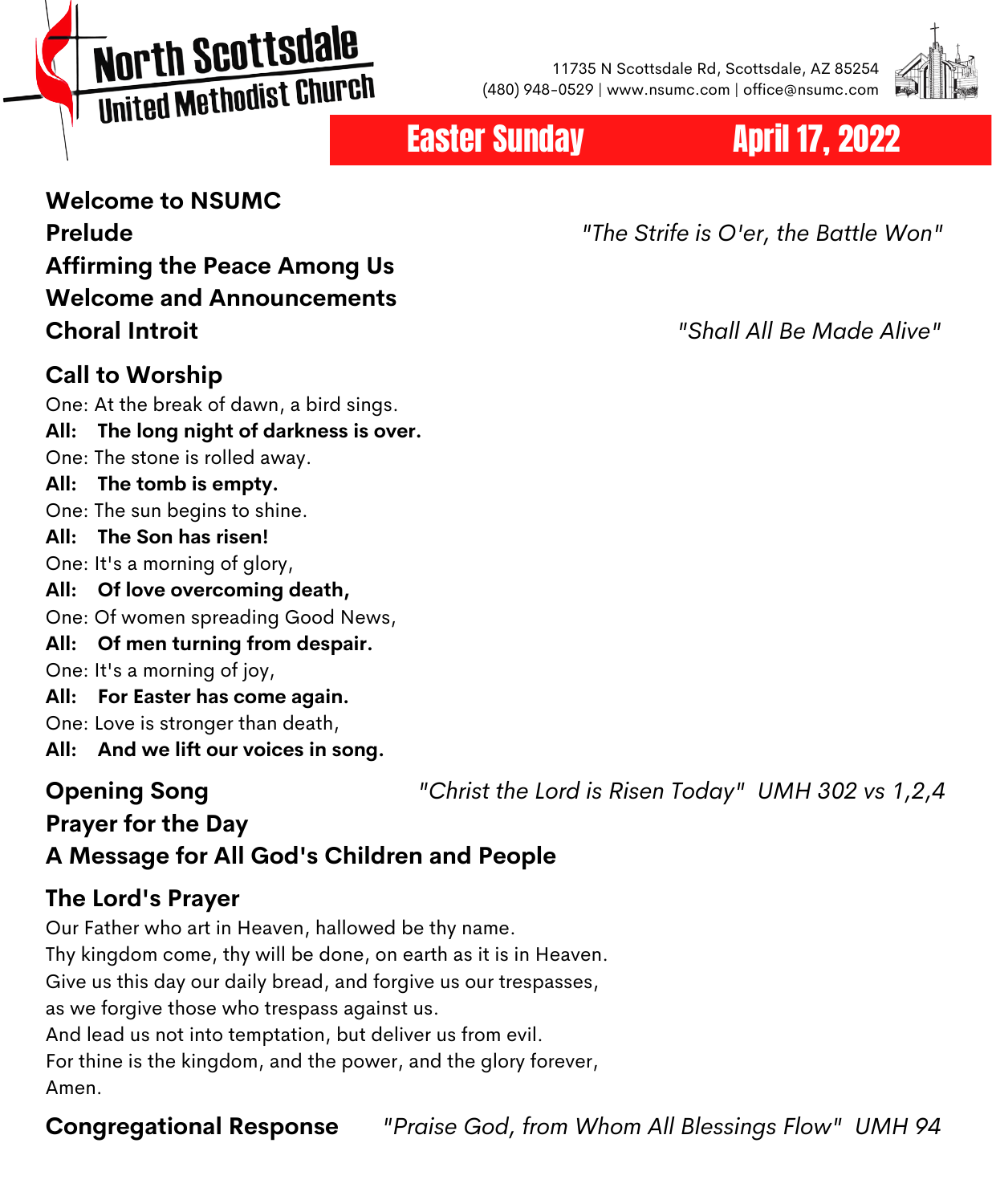# North Scottsdale United Methodist Church

11735 N Scottsdale Rd, Scottsdale, AZ 85254
(480) 948-0529 | www.nsumc.com | office@nsumc.com

## Easter Sunday — April 17, 2022

**Welcome to NSUMC**

**Prelude** — *"The Strife is O'er, the Battle Won"*

**Affirming the Peace Among Us**

**Welcome and Announcements**

**Choral Introit** — *"Shall All Be Made Alive"*

### Call to Worship

One: At the break of dawn, a bird sings.
**All: The long night of darkness is over.**
One: The stone is rolled away.
**All: The tomb is empty.**
One: The sun begins to shine.
**All: The Son has risen!**
One: It's a morning of glory,
**All: Of love overcoming death,**
One: Of women spreading Good News,
**All: Of men turning from despair.**
One: It's a morning of joy,
**All: For Easter has come again.**
One: Love is stronger than death,
**All: And we lift our voices in song.**

**Opening Song** — *"Christ the Lord is Risen Today" UMH 302 vs 1,2,4*

**Prayer for the Day**

**A Message for All God's Children and People**

### The Lord's Prayer

Our Father who art in Heaven, hallowed be thy name.
Thy kingdom come, thy will be done, on earth as it is in Heaven.
Give us this day our daily bread, and forgive us our trespasses,
as we forgive those who trespass against us.
And lead us not into temptation, but deliver us from evil.
For thine is the kingdom, and the power, and the glory forever,
Amen.

**Congregational Response** — *"Praise God, from Whom All Blessings Flow" UMH 94*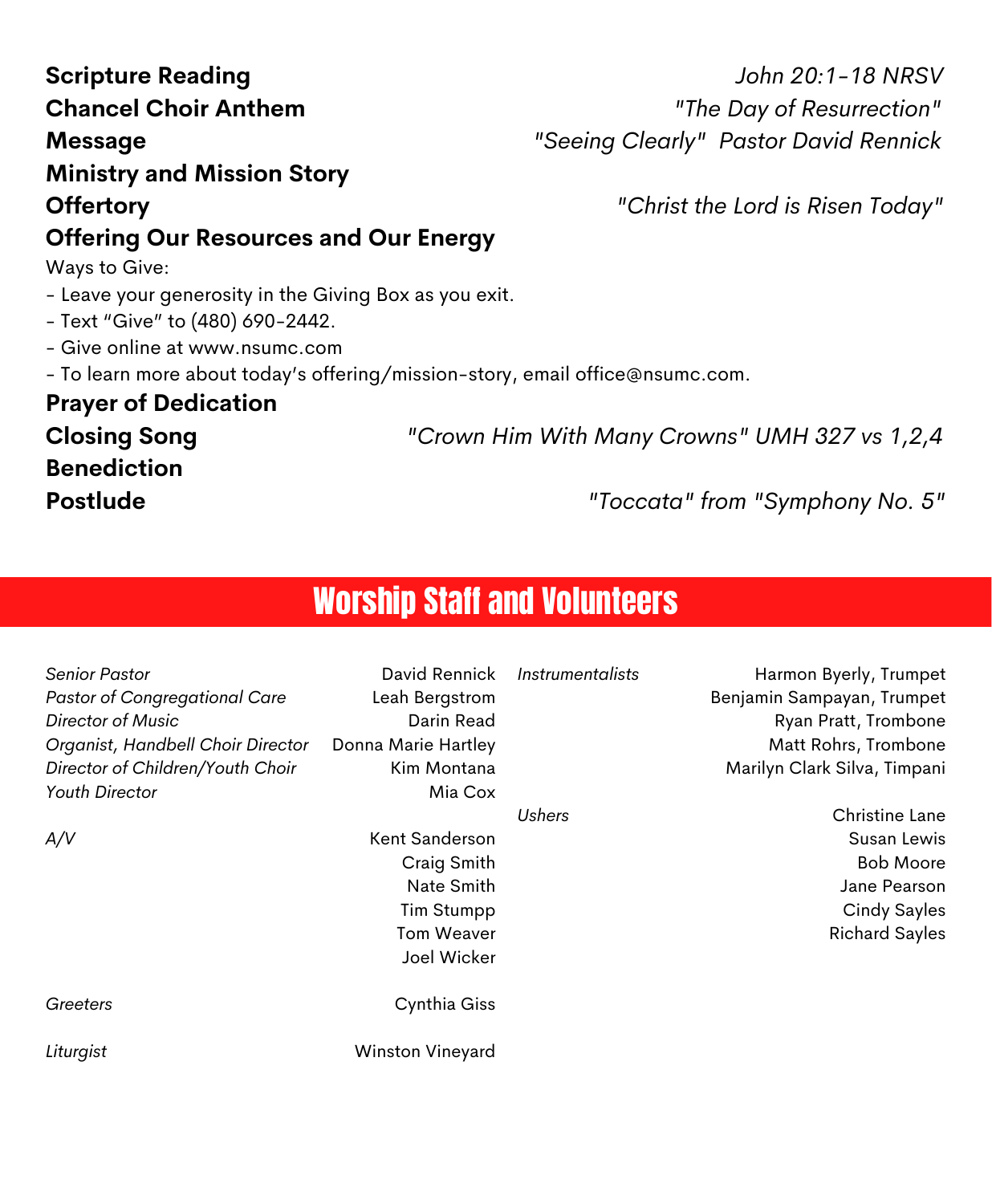**Scripture Reading** *John 20:1-18 NRSV*

**Chancel Choir Anthem** *"The Day of Resurrection"*

**Message** *"Seeing Clearly" Pastor David Rennick*

**Ministry and Mission Story**

**Offertory** *"Christ the Lord is Risen Today"*

**Offering Our Resources and Our Energy**

Ways to Give:

- Leave your generosity in the Giving Box as you exit.
- Text "Give" to (480) 690-2442.
- Give online at www.nsumc.com
- To learn more about today's offering/mission-story, email office@nsumc.com.

**Prayer of Dedication**

**Closing Song** *"Crown Him With Many Crowns" UMH 327 vs 1,2,4*

**Benediction**

**Postlude** *"Toccata" from "Symphony No. 5"*

## Worship Staff and Volunteers

| | |
|---|---|
| *Senior Pastor* | David Rennick |
| *Pastor of Congregational Care* | Leah Bergstrom |
| *Director of Music* | Darin Read |
| *Organist, Handbell Choir Director* | Donna Marie Hartley |
| *Director of Children/Youth Choir* | Kim Montana |
| *Youth Director* | Mia Cox |
| *A/V* | Kent Sanderson<br>Craig Smith<br>Nate Smith<br>Tim Stumpp<br>Tom Weaver<br>Joel Wicker |
| *Greeters* | Cynthia Giss |
| *Liturgist* | Winston Vineyard |
| *Instrumentalists* | Harmon Byerly, Trumpet<br>Benjamin Sampayan, Trumpet<br>Ryan Pratt, Trombone<br>Matt Rohrs, Trombone<br>Marilyn Clark Silva, Timpani |
| *Ushers* | Christine Lane<br>Susan Lewis<br>Bob Moore<br>Jane Pearson<br>Cindy Sayles<br>Richard Sayles |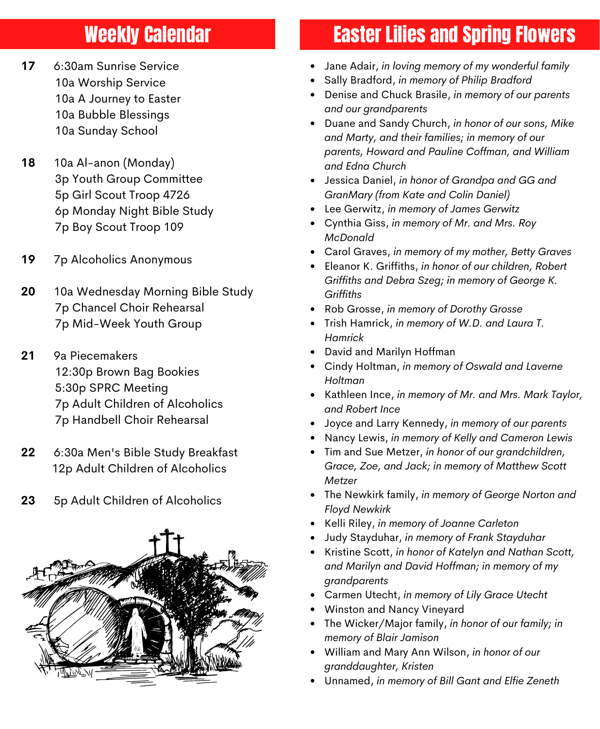## Weekly Calendar

**17**
6:30am Sunrise Service
10a Worship Service
10a A Journey to Easter
10a Bubble Blessings
10a Sunday School

**18**
10a Al-anon (Monday)
3p Youth Group Committee
5p Girl Scout Troop 4726
6p Monday Night Bible Study
7p Boy Scout Troop 109

**19**
7p Alcoholics Anonymous

**20**
10a Wednesday Morning Bible Study
7p Chancel Choir Rehearsal
7p Mid-Week Youth Group

**21**
9a Piecemakers
12:30p Brown Bag Bookies
5:30p SPRC Meeting
7p Adult Children of Alcoholics
7p Handbell Choir Rehearsal

**22**
6:30a Men's Bible Study Breakfast
12p Adult Children of Alcoholics

**23**
5p Adult Children of Alcoholics

## Easter Lilies and Spring Flowers

- Jane Adair, *in loving memory of my wonderful family*
- Sally Bradford, *in memory of Philip Bradford*
- Denise and Chuck Brasile, *in memory of our parents and our grandparents*
- Duane and Sandy Church, *in honor of our sons, Mike and Marty, and their families; in memory of our parents, Howard and Pauline Coffman, and William and Edna Church*
- Jessica Daniel, *in honor of Grandpa and GG and GranMary (from Kate and Colin Daniel)*
- Lee Gerwitz, *in memory of James Gerwitz*
- Cynthia Giss, *in memory of Mr. and Mrs. Roy McDonald*
- Carol Graves, *in memory of my mother, Betty Graves*
- Eleanor K. Griffiths, *in honor of our children, Robert Griffiths and Debra Szeg; in memory of George K. Griffiths*
- Rob Grosse, *in memory of Dorothy Grosse*
- Trish Hamrick, *in memory of W.D. and Laura T. Hamrick*
- David and Marilyn Hoffman
- Cindy Holtman, *in memory of Oswald and Laverne Holtman*
- Kathleen Ince, *in memory of Mr. and Mrs. Mark Taylor, and Robert Ince*
- Joyce and Larry Kennedy, *in memory of our parents*
- Nancy Lewis, *in memory of Kelly and Cameron Lewis*
- Tim and Sue Metzer, *in honor of our grandchildren, Grace, Zoe, and Jack; in memory of Matthew Scott Metzer*
- The Newkirk family, *in memory of George Norton and Floyd Newkirk*
- Kelli Riley, *in memory of Joanne Carleton*
- Judy Stayduhar, *in memory of Frank Stayduhar*
- Kristine Scott, *in honor of Katelyn and Nathan Scott, and Marilyn and David Hoffman; in memory of my grandparents*
- Carmen Utecht, *in memory of Lily Grace Utecht*
- Winston and Nancy Vineyard
- The Wicker/Major family, *in honor of our family; in memory of Blair Jamison*
- William and Mary Ann Wilson, *in honor of our granddaughter, Kristen*
- Unnamed, *in memory of Bill Gant and Elfie Zeneth*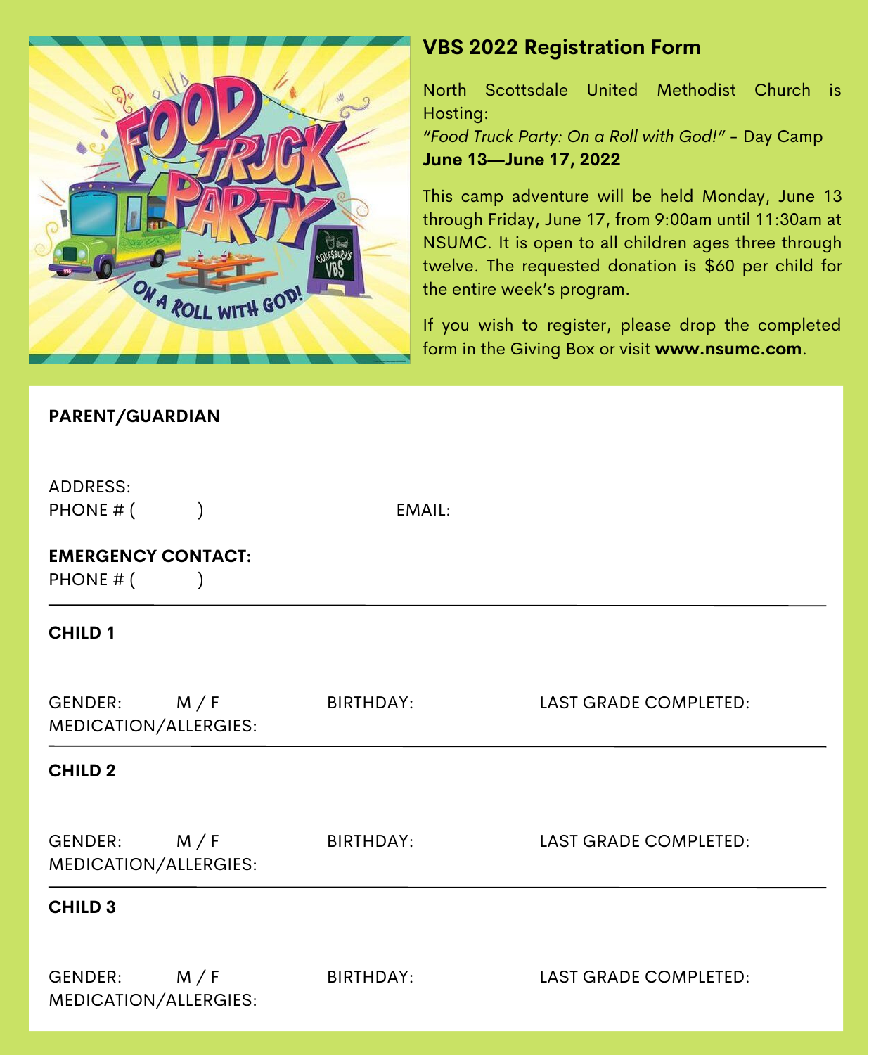## VBS 2022 Registration Form

North Scottsdale United Methodist Church is Hosting:
*"Food Truck Party: On a Roll with God!"* - Day Camp
**June 13—June 17, 2022**

This camp adventure will be held Monday, June 13 through Friday, June 17, from 9:00am until 11:30am at NSUMC. It is open to all children ages three through twelve. The requested donation is $60 per child for the entire week's program.

If you wish to register, please drop the completed form in the Giving Box or visit **www.nsumc.com**.

**PARENT/GUARDIAN**

ADDRESS:
PHONE # (            )                                        EMAIL:

**EMERGENCY CONTACT:**
PHONE # (            )

---

**CHILD 1**

GENDER: M / F          BIRTHDAY:          LAST GRADE COMPLETED:
MEDICATION/ALLERGIES:

---

**CHILD 2**

GENDER: M / F          BIRTHDAY:          LAST GRADE COMPLETED:
MEDICATION/ALLERGIES:

---

**CHILD 3**

GENDER: M / F          BIRTHDAY:          LAST GRADE COMPLETED:
MEDICATION/ALLERGIES: